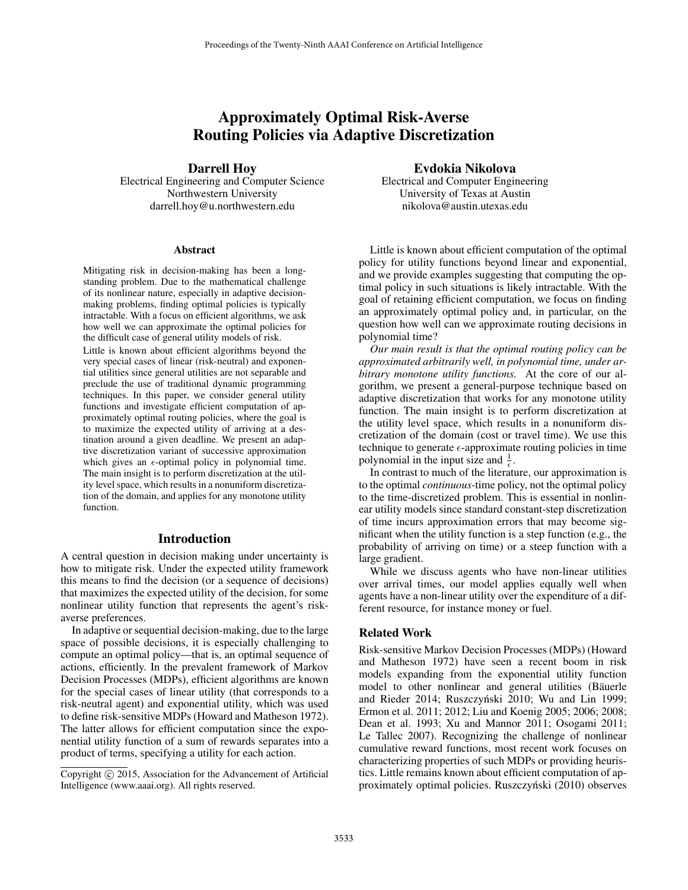# Approximately Optimal Risk-Averse Routing Policies via Adaptive Discretization

**Darrell Hoy**
Electrical Engineering and Computer Science
Northwestern University
darrell.hoy@u.northwestern.edu

**Evdokia Nikolova**
Electrical and Computer Engineering
University of Texas at Austin
nikolova@austin.utexas.edu

### Abstract

Mitigating risk in decision-making has been a long-standing problem. Due to the mathematical challenge of its nonlinear nature, especially in adaptive decision-making problems, finding optimal policies is typically intractable. With a focus on efficient algorithms, we ask how well we can approximate the optimal policies for the difficult case of general utility models of risk.

Little is known about efficient algorithms beyond the very special cases of linear (risk-neutral) and exponential utilities since general utilities are not separable and preclude the use of traditional dynamic programming techniques. In this paper, we consider general utility functions and investigate efficient computation of approximately optimal routing policies, where the goal is to maximize the expected utility of arriving at a destination around a given deadline. We present an adaptive discretization variant of successive approximation which gives an $\epsilon$-optimal policy in polynomial time. The main insight is to perform discretization at the utility level space, which results in a nonuniform discretization of the domain, and applies for any monotone utility function.

## Introduction

A central question in decision making under uncertainty is how to mitigate risk. Under the expected utility framework this means to find the decision (or a sequence of decisions) that maximizes the expected utility of the decision, for some nonlinear utility function that represents the agent's risk-averse preferences.

In adaptive or sequential decision-making, due to the large space of possible decisions, it is especially challenging to compute an optimal policy—that is, an optimal sequence of actions, efficiently. In the prevalent framework of Markov Decision Processes (MDPs), efficient algorithms are known for the special cases of linear utility (that corresponds to a risk-neutral agent) and exponential utility, which was used to define risk-sensitive MDPs (Howard and Matheson 1972). The latter allows for efficient computation since the exponential utility function of a sum of rewards separates into a product of terms, specifying a utility for each action.

Little is known about efficient computation of the optimal policy for utility functions beyond linear and exponential, and we provide examples suggesting that computing the optimal policy in such situations is likely intractable. With the goal of retaining efficient computation, we focus on finding an approximately optimal policy and, in particular, on the question how well can we approximate routing decisions in polynomial time?

*Our main result is that the optimal routing policy can be approximated arbitrarily well, in polynomial time, under arbitrary monotone utility functions.* At the core of our algorithm, we present a general-purpose technique based on adaptive discretization that works for any monotone utility function. The main insight is to perform discretization at the utility level space, which results in a nonuniform discretization of the domain (cost or travel time). We use this technique to generate $\epsilon$-approximate routing policies in time polynomial in the input size and $\frac{1}{\epsilon}$.

In contrast to much of the literature, our approximation is to the optimal *continuous*-time policy, not the optimal policy to the time-discretized problem. This is essential in nonlinear utility models since standard constant-step discretization of time incurs approximation errors that may become significant when the utility function is a step function (e.g., the probability of arriving on time) or a steep function with a large gradient.

While we discuss agents who have non-linear utilities over arrival times, our model applies equally well when agents have a non-linear utility over the expenditure of a different resource, for instance money or fuel.

### Related Work

Risk-sensitive Markov Decision Processes (MDPs) (Howard and Matheson 1972) have seen a recent boom in risk models expanding from the exponential utility function model to other nonlinear and general utilities (Bäuerle and Rieder 2014; Ruszczyński 2010; Wu and Lin 1999; Ermon et al. 2011; 2012; Liu and Koenig 2005; 2006; 2008; Dean et al. 1993; Xu and Mannor 2011; Osogami 2011; Le Tallec 2007). Recognizing the challenge of nonlinear cumulative reward functions, most recent work focuses on characterizing properties of such MDPs or providing heuristics. Little remains known about efficient computation of approximately optimal policies. Ruszczyński (2010) observes

Copyright © 2015, Association for the Advancement of Artificial Intelligence (www.aaai.org). All rights reserved.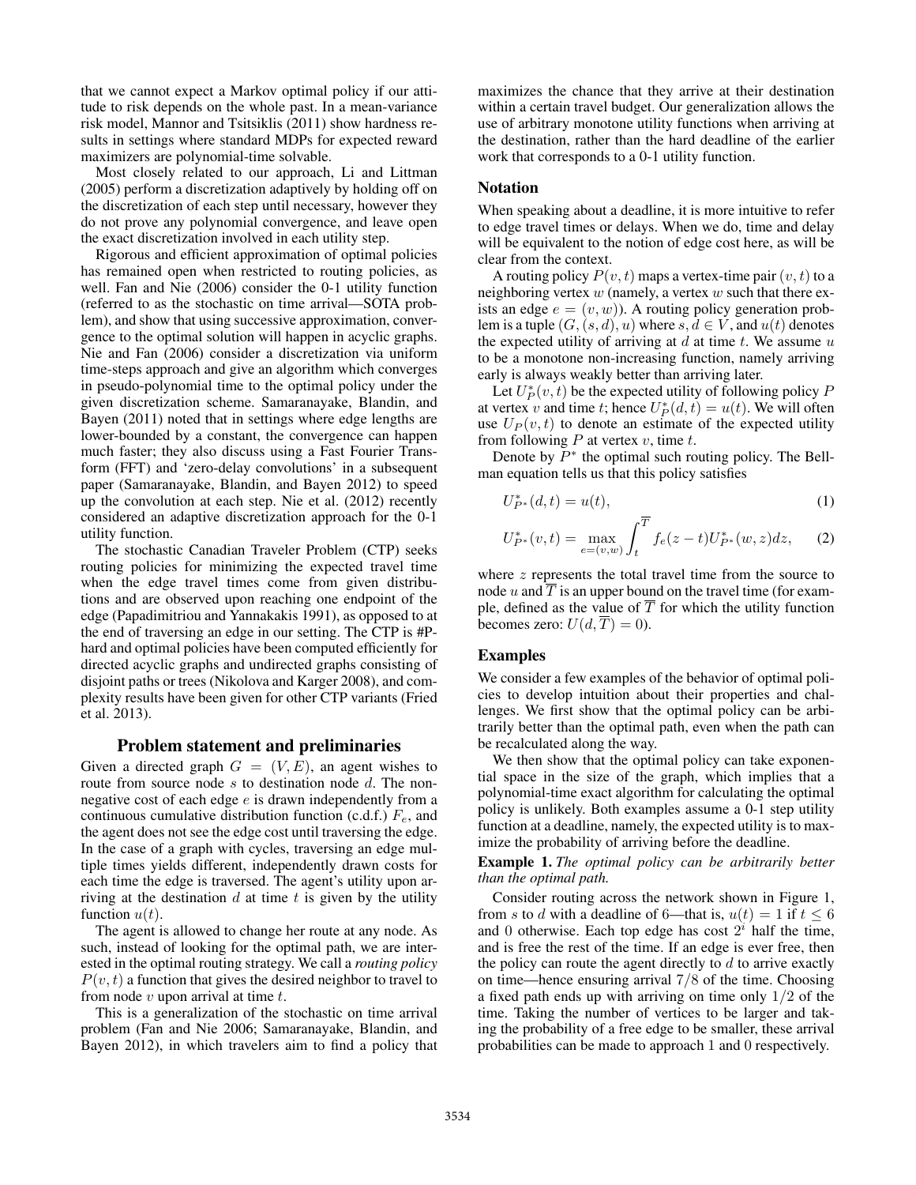that we cannot expect a Markov optimal policy if our attitude to risk depends on the whole past. In a mean-variance risk model, Mannor and Tsitsiklis (2011) show hardness results in settings where standard MDPs for expected reward maximizers are polynomial-time solvable.

Most closely related to our approach, Li and Littman (2005) perform a discretization adaptively by holding off on the discretization of each step until necessary, however they do not prove any polynomial convergence, and leave open the exact discretization involved in each utility step.

Rigorous and efficient approximation of optimal policies has remained open when restricted to routing policies, as well. Fan and Nie (2006) consider the 0-1 utility function (referred to as the stochastic on time arrival—SOTA problem), and show that using successive approximation, convergence to the optimal solution will happen in acyclic graphs. Nie and Fan (2006) consider a discretization via uniform time-steps approach and give an algorithm which converges in pseudo-polynomial time to the optimal policy under the given discretization scheme. Samaranayake, Blandin, and Bayen (2011) noted that in settings where edge lengths are lower-bounded by a constant, the convergence can happen much faster; they also discuss using a Fast Fourier Transform (FFT) and 'zero-delay convolutions' in a subsequent paper (Samaranayake, Blandin, and Bayen 2012) to speed up the convolution at each step. Nie et al. (2012) recently considered an adaptive discretization approach for the 0-1 utility function.

The stochastic Canadian Traveler Problem (CTP) seeks routing policies for minimizing the expected travel time when the edge travel times come from given distributions and are observed upon reaching one endpoint of the edge (Papadimitriou and Yannakakis 1991), as opposed to at the end of traversing an edge in our setting. The CTP is #P-hard and optimal policies have been computed efficiently for directed acyclic graphs and undirected graphs consisting of disjoint paths or trees (Nikolova and Karger 2008), and complexity results have been given for other CTP variants (Fried et al. 2013).

## Problem statement and preliminaries

Given a directed graph $G = (V, E)$, an agent wishes to route from source node $s$ to destination node $d$. The non-negative cost of each edge $e$ is drawn independently from a continuous cumulative distribution function (c.d.f.) $F_e$, and the agent does not see the edge cost until traversing the edge. In the case of a graph with cycles, traversing an edge multiple times yields different, independently drawn costs for each time the edge is traversed. The agent's utility upon arriving at the destination $d$ at time $t$ is given by the utility function $u(t)$.

The agent is allowed to change her route at any node. As such, instead of looking for the optimal path, we are interested in the optimal routing strategy. We call a *routing policy* $P(v, t)$ a function that gives the desired neighbor to travel to from node $v$ upon arrival at time $t$.

This is a generalization of the stochastic on time arrival problem (Fan and Nie 2006; Samaranayake, Blandin, and Bayen 2012), in which travelers aim to find a policy that maximizes the chance that they arrive at their destination within a certain travel budget. Our generalization allows the use of arbitrary monotone utility functions when arriving at the destination, rather than the hard deadline of the earlier work that corresponds to a 0-1 utility function.

### Notation

When speaking about a deadline, it is more intuitive to refer to edge travel times or delays. When we do, time and delay will be equivalent to the notion of edge cost here, as will be clear from the context.

A routing policy $P(v, t)$ maps a vertex-time pair $(v, t)$ to a neighboring vertex $w$ (namely, a vertex $w$ such that there exists an edge $e = (v, w)$). A routing policy generation problem is a tuple $(G, (s, d), u)$ where $s, d \in V$, and $u(t)$ denotes the expected utility of arriving at $d$ at time $t$. We assume $u$ to be a monotone non-increasing function, namely arriving early is always weakly better than arriving later.

Let $U_P^*(v, t)$ be the expected utility of following policy $P$ at vertex $v$ and time $t$; hence $U_P^*(d, t) = u(t)$. We will often use $U_P(v, t)$ to denote an estimate of the expected utility from following $P$ at vertex $v$, time $t$.

Denote by $P^*$ the optimal such routing policy. The Bellman equation tells us that this policy satisfies

$$U_{P^*}^*(d, t) = u(t), \tag{1}$$

$$U_{P^*}^*(v, t) = \max_{e=(v,w)} \int_t^{\overline{T}} f_e(z - t) U_{P^*}^*(w, z) dz, \tag{2}$$

where $z$ represents the total travel time from the source to node $u$ and $\overline{T}$ is an upper bound on the travel time (for example, defined as the value of $\overline{T}$ for which the utility function becomes zero: $U(d, \overline{T}) = 0$).

### Examples

We consider a few examples of the behavior of optimal policies to develop intuition about their properties and challenges. We first show that the optimal policy can be arbitrarily better than the optimal path, even when the path can be recalculated along the way.

We then show that the optimal policy can take exponential space in the size of the graph, which implies that a polynomial-time exact algorithm for calculating the optimal policy is unlikely. Both examples assume a 0-1 step utility function at a deadline, namely, the expected utility is to maximize the probability of arriving before the deadline.

**Example 1.** *The optimal policy can be arbitrarily better than the optimal path.*

Consider routing across the network shown in Figure 1, from $s$ to $d$ with a deadline of 6—that is, $u(t) = 1$ if $t \leq 6$ and 0 otherwise. Each top edge has cost $2^i$ half the time, and is free the rest of the time. If an edge is ever free, then the policy can route the agent directly to $d$ to arrive exactly on time—hence ensuring arrival $7/8$ of the time. Choosing a fixed path ends up with arriving on time only $1/2$ of the time. Taking the number of vertices to be larger and taking the probability of a free edge to be smaller, these arrival probabilities can be made to approach 1 and 0 respectively.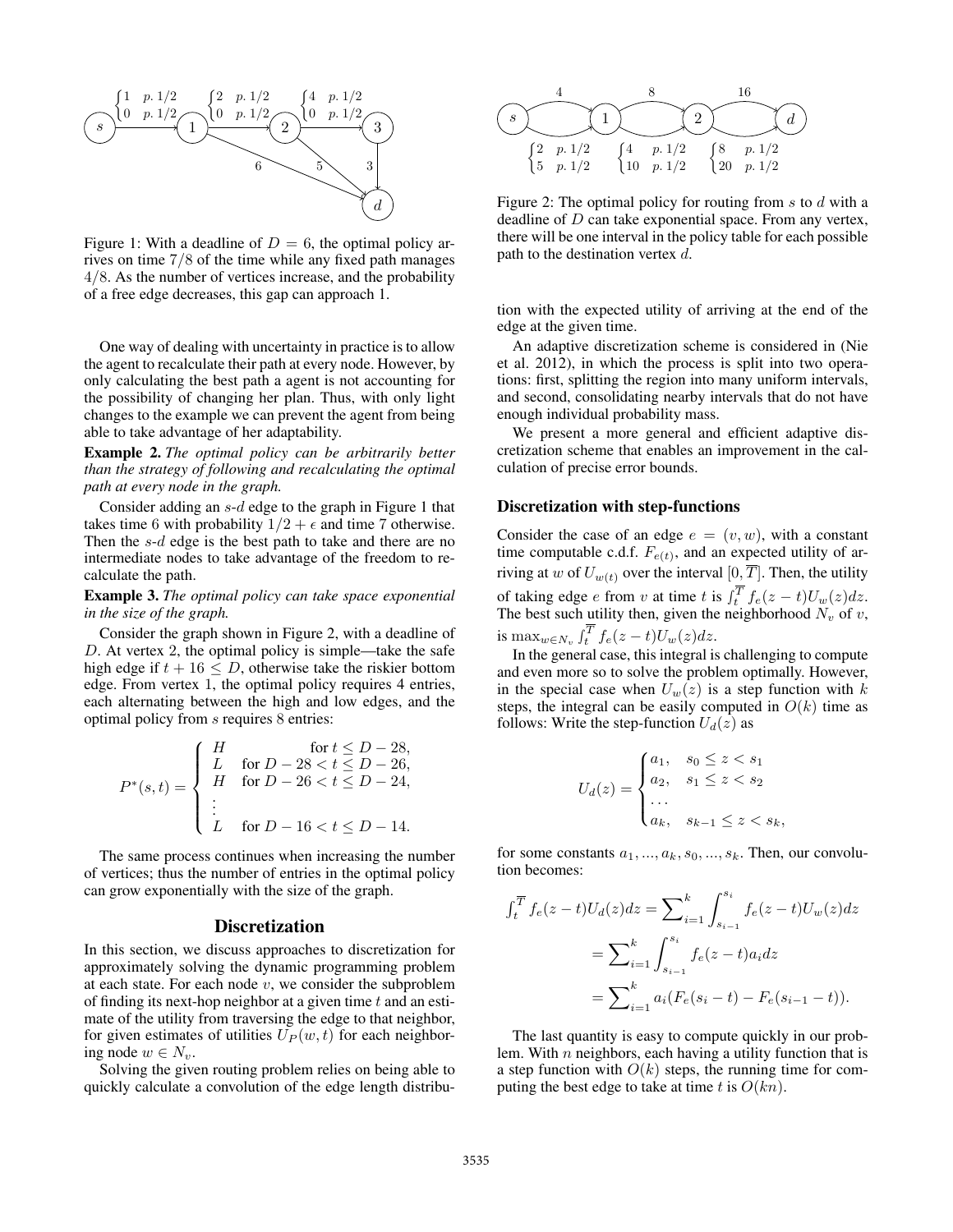Figure 1: With a deadline of $D = 6$, the optimal policy arrives on time $7/8$ of the time while any fixed path manages $4/8$. As the number of vertices increase, and the probability of a free edge decreases, this gap can approach 1.

One way of dealing with uncertainty in practice is to allow the agent to recalculate their path at every node. However, by only calculating the best path a agent is not accounting for the possibility of changing her plan. Thus, with only light changes to the example we can prevent the agent from being able to take advantage of her adaptability.

**Example 2.** *The optimal policy can be arbitrarily better than the strategy of following and recalculating the optimal path at every node in the graph.*

Consider adding an $s$-$d$ edge to the graph in Figure 1 that takes time 6 with probability $1/2 + \epsilon$ and time 7 otherwise. Then the $s$-$d$ edge is the best path to take and there are no intermediate nodes to take advantage of the freedom to recalculate the path.

**Example 3.** *The optimal policy can take space exponential in the size of the graph.*

Consider the graph shown in Figure 2, with a deadline of $D$. At vertex 2, the optimal policy is simple—take the safe high edge if $t + 16 \leq D$, otherwise take the riskier bottom edge. From vertex 1, the optimal policy requires 4 entries, each alternating between the high and low edges, and the optimal policy from $s$ requires 8 entries:

$$P^*(s,t) = \begin{cases} H & \text{for } t \leq D - 28, \\ L & \text{for } D - 28 < t \leq D - 26, \\ H & \text{for } D - 26 < t \leq D - 24, \\ \vdots & \\ L & \text{for } D - 16 < t \leq D - 14. \end{cases}$$

The same process continues when increasing the number of vertices; thus the number of entries in the optimal policy can grow exponentially with the size of the graph.

## Discretization

In this section, we discuss approaches to discretization for approximately solving the dynamic programming problem at each state. For each node $v$, we consider the subproblem of finding its next-hop neighbor at a given time $t$ and an estimate of the utility from traversing the edge to that neighbor, for given estimates of utilities $U_P(w,t)$ for each neighboring node $w \in N_v$.

Solving the given routing problem relies on being able to quickly calculate a convolution of the edge length distribution with the expected utility of arriving at the end of the edge at the given time.

Figure 2: The optimal policy for routing from $s$ to $d$ with a deadline of $D$ can take exponential space. From any vertex, there will be one interval in the policy table for each possible path to the destination vertex $d$.

An adaptive discretization scheme is considered in (Nie et al. 2012), in which the process is split into two operations: first, splitting the region into many uniform intervals, and second, consolidating nearby intervals that do not have enough individual probability mass.

We present a more general and efficient adaptive discretization scheme that enables an improvement in the calculation of precise error bounds.

### Discretization with step-functions

Consider the case of an edge $e = (v, w)$, with a constant time computable c.d.f. $F_{e(t)}$, and an expected utility of arriving at $w$ of $U_{w(t)}$ over the interval $[0, \overline{T}]$. Then, the utility of taking edge $e$ from $v$ at time $t$ is $\int_t^{\overline{T}} f_e(z-t)U_w(z)dz$. The best such utility then, given the neighborhood $N_v$ of $v$, is $\max_{w \in N_v} \int_t^{\overline{T}} f_e(z-t)U_w(z)dz$.

In the general case, this integral is challenging to compute and even more so to solve the problem optimally. However, in the special case when $U_w(z)$ is a step function with $k$ steps, the integral can be easily computed in $O(k)$ time as follows: Write the step-function $U_d(z)$ as

$$U_d(z) = \begin{cases} a_1, & s_0 \leq z < s_1 \\ a_2, & s_1 \leq z < s_2 \\ \dots & \\ a_k, & s_{k-1} \leq z < s_k, \end{cases}$$

for some constants $a_1, ..., a_k, s_0, ..., s_k$. Then, our convolution becomes:

$$\begin{aligned} \int_t^{\overline{T}} f_e(z-t)U_d(z)dz &= \sum_{i=1}^k \int_{s_{i-1}}^{s_i} f_e(z-t)U_w(z)dz \\ &= \sum_{i=1}^k \int_{s_{i-1}}^{s_i} f_e(z-t)a_i dz \\ &= \sum_{i=1}^k a_i(F_e(s_i - t) - F_e(s_{i-1} - t)). \end{aligned}$$

The last quantity is easy to compute quickly in our problem. With $n$ neighbors, each having a utility function that is a step function with $O(k)$ steps, the running time for computing the best edge to take at time $t$ is $O(kn)$.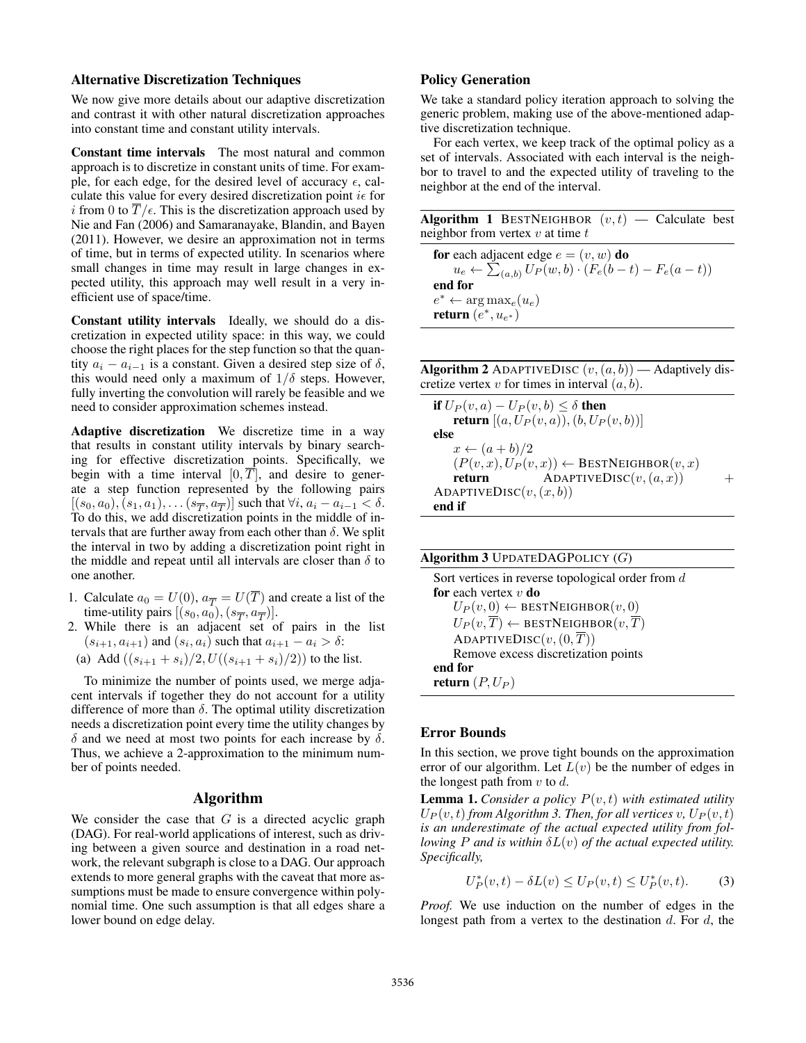### Alternative Discretization Techniques

We now give more details about our adaptive discretization and contrast it with other natural discretization approaches into constant time and constant utility intervals.

**Constant time intervals** The most natural and common approach is to discretize in constant units of time. For example, for each edge, for the desired level of accuracy $\epsilon$, calculate this value for every desired discretization point $i\epsilon$ for $i$ from 0 to $\overline{T}/\epsilon$. This is the discretization approach used by Nie and Fan (2006) and Samaranayake, Blandin, and Bayen (2011). However, we desire an approximation not in terms of time, but in terms of expected utility. In scenarios where small changes in time may result in large changes in expected utility, this approach may well result in a very inefficient use of space/time.

**Constant utility intervals** Ideally, we should do a discretization in expected utility space: in this way, we could choose the right places for the step function so that the quantity $a_i - a_{i-1}$ is a constant. Given a desired step size of $\delta$, this would need only a maximum of $1/\delta$ steps. However, fully inverting the convolution will rarely be feasible and we need to consider approximation schemes instead.

**Adaptive discretization** We discretize time in a way that results in constant utility intervals by binary searching for effective discretization points. Specifically, we begin with a time interval $[0, \overline{T}]$, and desire to generate a step function represented by the following pairs $[(s_0, a_0), (s_1, a_1), \ldots (s_{\overline{T}}, a_{\overline{T}})]$ such that $\forall i, a_i - a_{i-1} < \delta$. To do this, we add discretization points in the middle of intervals that are further away from each other than $\delta$. We split the interval in two by adding a discretization point right in the middle and repeat until all intervals are closer than $\delta$ to one another.

1. Calculate $a_0 = U(0)$, $a_{\overline{T}} = U(\overline{T})$ and create a list of the time-utility pairs $[(s_0, a_0), (s_{\overline{T}}, a_{\overline{T}})]$.
2. While there is an adjacent set of pairs in the list $(s_{i+1}, a_{i+1})$ and $(s_i, a_i)$ such that $a_{i+1} - a_i > \delta$:
   (a) Add $((s_{i+1} + s_i)/2, U((s_{i+1} + s_i)/2))$ to the list.

To minimize the number of points used, we merge adjacent intervals if together they do not account for a utility difference of more than $\delta$. The optimal utility discretization needs a discretization point every time the utility changes by $\delta$ and we need at most two points for each increase by $\delta$. Thus, we achieve a 2-approximation to the minimum number of points needed.

## Algorithm

We consider the case that $G$ is a directed acyclic graph (DAG). For real-world applications of interest, such as driving between a given source and destination in a road network, the relevant subgraph is close to a DAG. Our approach extends to more general graphs with the caveat that more assumptions must be made to ensure convergence within polynomial time. One such assumption is that all edges share a lower bound on edge delay.

### Policy Generation

We take a standard policy iteration approach to solving the generic problem, making use of the above-mentioned adaptive discretization technique.

For each vertex, we keep track of the optimal policy as a set of intervals. Associated with each interval is the neighbor to travel to and the expected utility of traveling to the neighbor at the end of the interval.

**Algorithm 1** BESTNEIGHBOR $(v, t)$ — Calculate best neighbor from vertex $v$ at time $t$

```
for each adjacent edge e = (v, w) do
    u_e ← Σ_(a,b) U_P(w, b) · (F_e(b − t) − F_e(a − t))
end for
e* ← argmax_e(u_e)
return (e*, u_e*)
```

**Algorithm 2** ADAPTIVEDISC $(v, (a, b))$ — Adaptively discretize vertex $v$ for times in interval $(a, b)$.

```
if U_P(v, a) − U_P(v, b) ≤ δ then
    return [(a, U_P(v, a)), (b, U_P(v, b))]
else
    x ← (a + b)/2
    (P(v, x), U_P(v, x)) ← BESTNEIGHBOR(v, x)
    return ADAPTIVEDISC(v, (a, x)) + ADAPTIVEDISC(v, (x, b))
end if
```

**Algorithm 3** UPDATEDAGPOLICY $(G)$

```
Sort vertices in reverse topological order from d
for each vertex v do
    U_P(v, 0) ← BESTNEIGHBOR(v, 0)
    U_P(v, T̄) ← BESTNEIGHBOR(v, T̄)
    ADAPTIVEDISC(v, (0, T̄))
    Remove excess discretization points
end for
return (P, U_P)
```

### Error Bounds

In this section, we prove tight bounds on the approximation error of our algorithm. Let $L(v)$ be the number of edges in the longest path from $v$ to $d$.

**Lemma 1.** *Consider a policy $P(v, t)$ with estimated utility $U_P(v, t)$ from Algorithm 3. Then, for all vertices $v$, $U_P(v, t)$ is an underestimate of the actual expected utility from following $P$ and is within $\delta L(v)$ of the actual expected utility. Specifically,*

$$U_P^*(v, t) - \delta L(v) \leq U_P(v, t) \leq U_P^*(v, t). \tag{3}$$

*Proof.* We use induction on the number of edges in the longest path from a vertex to the destination $d$. For $d$, the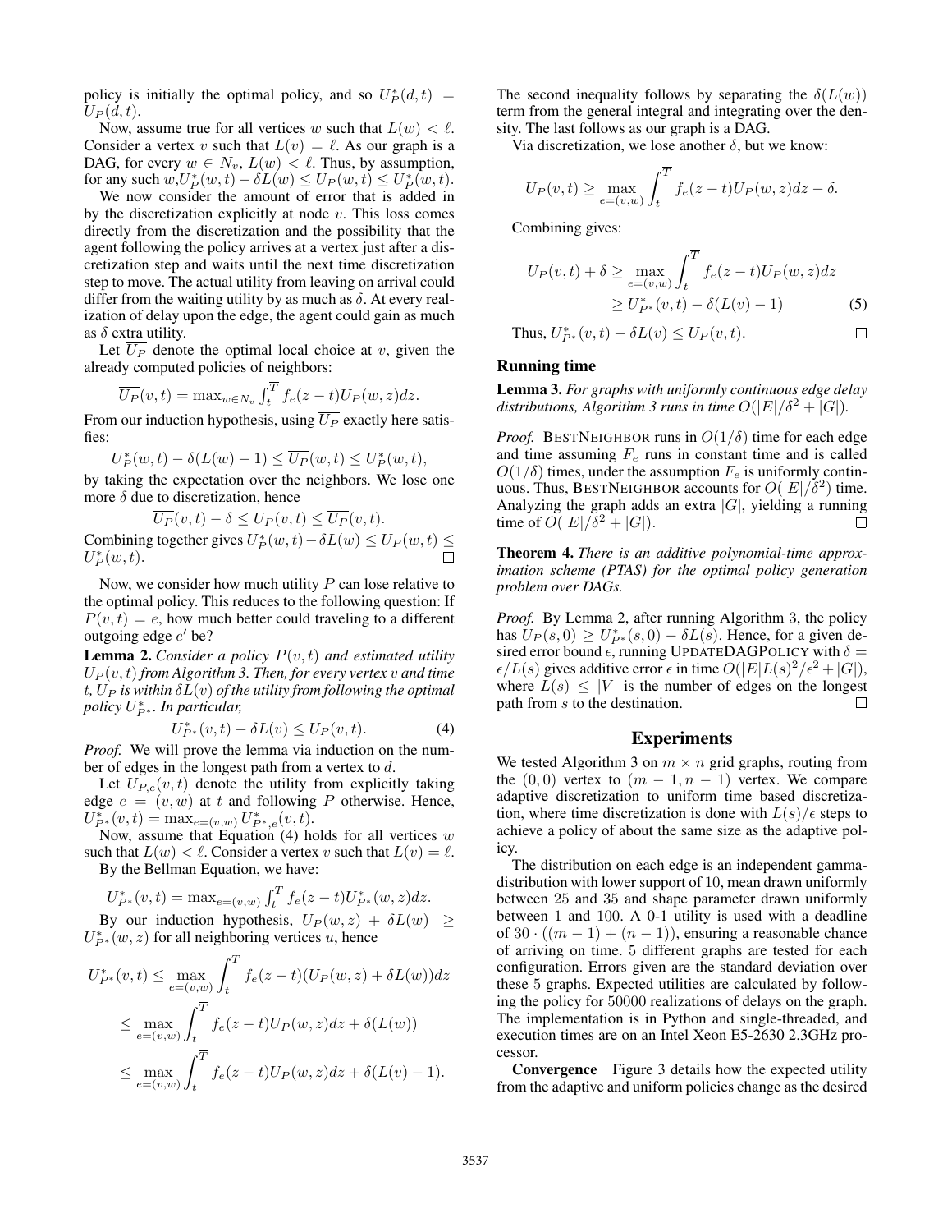policy is initially the optimal policy, and so $U_P^*(d,t) = U_P(d,t)$.

Now, assume true for all vertices $w$ such that $L(w) < \ell$. Consider a vertex $v$ such that $L(v) = \ell$. As our graph is a DAG, for every $w \in N_v$, $L(w) < \ell$. Thus, by assumption, for any such $w$, $U_P^*(w,t) - \delta L(w) \le U_P(w,t) \le U_P^*(w,t)$.

We now consider the amount of error that is added in by the discretization explicitly at node $v$. This loss comes directly from the discretization and the possibility that the agent following the policy arrives at a vertex just after a discretization step and waits until the next time discretization step to move. The actual utility from leaving on arrival could differ from the waiting utility by as much as $\delta$. At every realization of delay upon the edge, the agent could gain as much as $\delta$ extra utility.

Let $\overline{U_P}$ denote the optimal local choice at $v$, given the already computed policies of neighbors:

$$\overline{U_P}(v,t) = \max_{w \in N_v} \int_t^{\overline{T}} f_e(z-t) U_P(w,z) dz.$$

From our induction hypothesis, using $\overline{U_P}$ exactly here satisfies:

$$U_P^*(w,t) - \delta(L(w)-1) \le \overline{U_P}(w,t) \le U_P^*(w,t),$$

by taking the expectation over the neighbors. We lose one more $\delta$ due to discretization, hence

$$\overline{U_P}(v,t) - \delta \le U_P(v,t) \le \overline{U_P}(v,t).$$

Combining together gives $U_P^*(w,t) - \delta L(w) \le U_P(w,t) \le U_P^*(w,t)$. $\square$

Now, we consider how much utility $P$ can lose relative to the optimal policy. This reduces to the following question: If $P(v,t) = e$, how much better could traveling to a different outgoing edge $e'$ be?

**Lemma 2.** *Consider a policy $P(v,t)$ and estimated utility $U_P(v,t)$ from Algorithm 3. Then, for every vertex $v$ and time $t$, $U_P$ is within $\delta L(v)$ of the utility from following the optimal policy $U_{P^*}^*$. In particular,*

$$U_{P^*}^*(v,t) - \delta L(v) \le U_P(v,t). \quad (4)$$

*Proof.* We will prove the lemma via induction on the number of edges in the longest path from a vertex to $d$.

Let $U_{P,e}(v,t)$ denote the utility from explicitly taking edge $e = (v,w)$ at $t$ and following $P$ otherwise. Hence, $U_{P^*}^*(v,t) = \max_{e=(v,w)} U_{P^*,e}^*(v,t)$.

Now, assume that Equation (4) holds for all vertices $w$ such that $L(w) < \ell$. Consider a vertex $v$ such that $L(v) = \ell$.

By the Bellman Equation, we have:

$$U_{P^*}^*(v,t) = \max_{e=(v,w)} \int_t^{\overline{T}} f_e(z-t) U_{P^*}^*(w,z) dz.$$

By our induction hypothesis, $U_P(w,z) + \delta L(w) \ge U_{P^*}^*(w,z)$ for all neighboring vertices $u$, hence

$$\begin{aligned}
U_{P^*}^*(v,t) &\le \max_{e=(v,w)} \int_t^{\overline{T}} f_e(z-t)(U_P(w,z) + \delta L(w)) dz \\
&\le \max_{e=(v,w)} \int_t^{\overline{T}} f_e(z-t) U_P(w,z) dz + \delta(L(w)) \\
&\le \max_{e=(v,w)} \int_t^{\overline{T}} f_e(z-t) U_P(w,z) dz + \delta(L(v)-1).
\end{aligned}$$

The second inequality follows by separating the $\delta(L(w))$ term from the general integral and integrating over the density. The last follows as our graph is a DAG.

Via discretization, we lose another $\delta$, but we know:

$$U_P(v,t) \ge \max_{e=(v,w)} \int_t^{\overline{T}} f_e(z-t) U_P(w,z) dz - \delta.$$

Combining gives:

$$\begin{aligned}
U_P(v,t) + \delta &\ge \max_{e=(v,w)} \int_t^{\overline{T}} f_e(z-t) U_P(w,z) dz \\
&\ge U_{P^*}^*(v,t) - \delta(L(v)-1) \quad (5)
\end{aligned}$$

Thus, $U_{P^*}^*(v,t) - \delta L(v) \le U_P(v,t)$. $\square$

## Running time

**Lemma 3.** *For graphs with uniformly continuous edge delay distributions, Algorithm 3 runs in time $O(|E|/\delta^2 + |G|)$.*

*Proof.* BESTNEIGHBOR runs in $O(1/\delta)$ time for each edge and time assuming $F_e$ runs in constant time and is called $O(1/\delta)$ times, under the assumption $F_e$ is uniformly continuous. Thus, BESTNEIGHBOR accounts for $O(|E|/\delta^2)$ time. Analyzing the graph adds an extra $|G|$, yielding a running time of $O(|E|/\delta^2 + |G|)$. $\square$

**Theorem 4.** *There is an additive polynomial-time approximation scheme (PTAS) for the optimal policy generation problem over DAGs.*

*Proof.* By Lemma 2, after running Algorithm 3, the policy has $U_P(s,0) \ge U_{P^*}^*(s,0) - \delta L(s)$. Hence, for a given desired error bound $\epsilon$, running UPDATEDAGPOLICY with $\delta = \epsilon / L(s)$ gives additive error $\epsilon$ in time $O(|E|L(s)^2/\epsilon^2 + |G|)$, where $L(s) \le |V|$ is the number of edges on the longest path from $s$ to the destination. $\square$

# Experiments

We tested Algorithm 3 on $m \times n$ grid graphs, routing from the $(0,0)$ vertex to $(m-1, n-1)$ vertex. We compare adaptive discretization to uniform time based discretization, where time discretization is done with $L(s)/\epsilon$ steps to achieve a policy of about the same size as the adaptive policy.

The distribution on each edge is an independent gamma-distribution with lower support of 10, mean drawn uniformly between 25 and 35 and shape parameter drawn uniformly between 1 and 100. A 0-1 utility is used with a deadline of $30 \cdot ((m-1) + (n-1))$, ensuring a reasonable chance of arriving on time. 5 different graphs are tested for each configuration. Errors given are the standard deviation over these 5 graphs. Expected utilities are calculated by following the policy for 50000 realizations of delays on the graph. The implementation is in Python and single-threaded, and execution times are on an Intel Xeon E5-2630 2.3GHz processor.

**Convergence** Figure 3 details how the expected utility from the adaptive and uniform policies change as the desired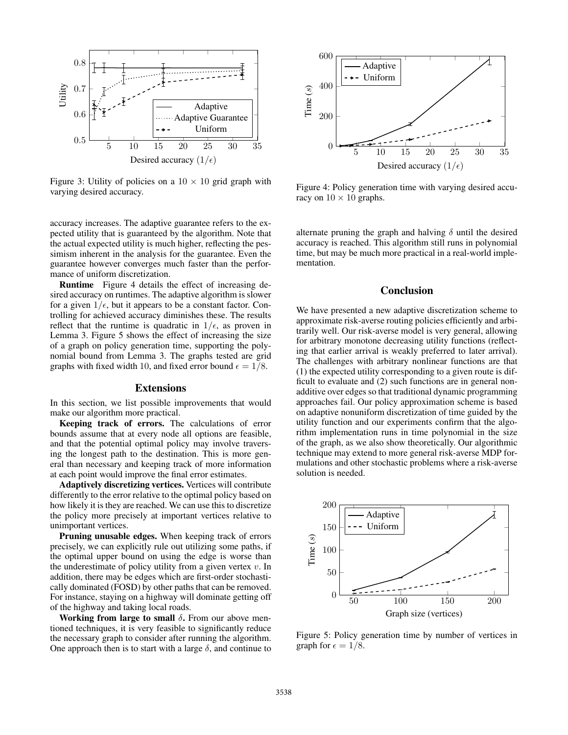Figure 3: Utility of policies on a $10 \times 10$ grid graph with varying desired accuracy.

accuracy increases. The adaptive guarantee refers to the expected utility that is guaranteed by the algorithm. Note that the actual expected utility is much higher, reflecting the pessimism inherent in the analysis for the guarantee. Even the guarantee however converges much faster than the performance of uniform discretization.

**Runtime** Figure 4 details the effect of increasing desired accuracy on runtimes. The adaptive algorithm is slower for a given $1/\epsilon$, but it appears to be a constant factor. Controlling for achieved accuracy diminishes these. The results reflect that the runtime is quadratic in $1/\epsilon$, as proven in Lemma 3. Figure 5 shows the effect of increasing the size of a graph on policy generation time, supporting the polynomial bound from Lemma 3. The graphs tested are grid graphs with fixed width 10, and fixed error bound $\epsilon = 1/8$.

## Extensions

In this section, we list possible improvements that would make our algorithm more practical.

**Keeping track of errors.** The calculations of error bounds assume that at every node all options are feasible, and that the potential optimal policy may involve traversing the longest path to the destination. This is more general than necessary and keeping track of more information at each point would improve the final error estimates.

**Adaptively discretizing vertices.** Vertices will contribute differently to the error relative to the optimal policy based on how likely it is they are reached. We can use this to discretize the policy more precisely at important vertices relative to unimportant vertices.

**Pruning unusable edges.** When keeping track of errors precisely, we can explicitly rule out utilizing some paths, if the optimal upper bound on using the edge is worse than the underestimate of policy utility from a given vertex $v$. In addition, there may be edges which are first-order stochastically dominated (FOSD) by other paths that can be removed. For instance, staying on a highway will dominate getting off of the highway and taking local roads.

**Working from large to small $\delta$.** From our above mentioned techniques, it is very feasible to significantly reduce the necessary graph to consider after running the algorithm. One approach then is to start with a large $\delta$, and continue to alternate pruning the graph and halving $\delta$ until the desired accuracy is reached. This algorithm still runs in polynomial time, but may be much more practical in a real-world implementation.

Figure 4: Policy generation time with varying desired accuracy on $10 \times 10$ graphs.

## Conclusion

We have presented a new adaptive discretization scheme to approximate risk-averse routing policies efficiently and arbitrarily well. Our risk-averse model is very general, allowing for arbitrary monotone decreasing utility functions (reflecting that earlier arrival is weakly preferred to later arrival). The challenges with arbitrary nonlinear functions are that (1) the expected utility corresponding to a given route is difficult to evaluate and (2) such functions are in general non-additive over edges so that traditional dynamic programming approaches fail. Our policy approximation scheme is based on adaptive nonuniform discretization of time guided by the utility function and our experiments confirm that the algorithm implementation runs in time polynomial in the size of the graph, as we also show theoretically. Our algorithmic technique may extend to more general risk-averse MDP formulations and other stochastic problems where a risk-averse solution is needed.

Figure 5: Policy generation time by number of vertices in graph for $\epsilon = 1/8$.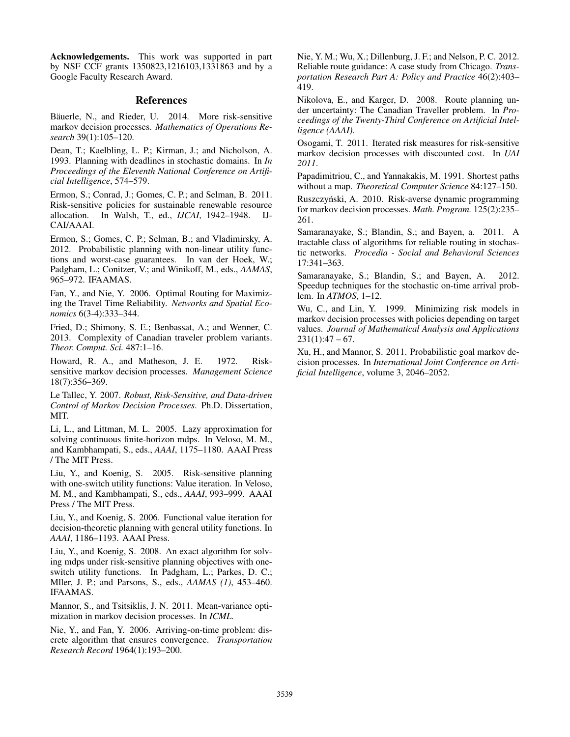**Acknowledgements.** This work was supported in part by NSF CCF grants 1350823,1216103,1331863 and by a Google Faculty Research Award.

## References

Bäuerle, N., and Rieder, U. 2014. More risk-sensitive markov decision processes. *Mathematics of Operations Research* 39(1):105–120.

Dean, T.; Kaelbling, L. P.; Kirman, J.; and Nicholson, A. 1993. Planning with deadlines in stochastic domains. In *In Proceedings of the Eleventh National Conference on Artificial Intelligence*, 574–579.

Ermon, S.; Conrad, J.; Gomes, C. P.; and Selman, B. 2011. Risk-sensitive policies for sustainable renewable resource allocation. In Walsh, T., ed., *IJCAI*, 1942–1948. IJCAI/AAAI.

Ermon, S.; Gomes, C. P.; Selman, B.; and Vladimirsky, A. 2012. Probabilistic planning with non-linear utility functions and worst-case guarantees. In van der Hoek, W.; Padgham, L.; Conitzer, V.; and Winikoff, M., eds., *AAMAS*, 965–972. IFAAMAS.

Fan, Y., and Nie, Y. 2006. Optimal Routing for Maximizing the Travel Time Reliability. *Networks and Spatial Economics* 6(3-4):333–344.

Fried, D.; Shimony, S. E.; Benbassat, A.; and Wenner, C. 2013. Complexity of Canadian traveler problem variants. *Theor. Comput. Sci.* 487:1–16.

Howard, R. A., and Matheson, J. E. 1972. Risk-sensitive markov decision processes. *Management Science* 18(7):356–369.

Le Tallec, Y. 2007. *Robust, Risk-Sensitive, and Data-driven Control of Markov Decision Processes*. Ph.D. Dissertation, MIT.

Li, L., and Littman, M. L. 2005. Lazy approximation for solving continuous finite-horizon mdps. In Veloso, M. M., and Kambhampati, S., eds., *AAAI*, 1175–1180. AAAI Press / The MIT Press.

Liu, Y., and Koenig, S. 2005. Risk-sensitive planning with one-switch utility functions: Value iteration. In Veloso, M. M., and Kambhampati, S., eds., *AAAI*, 993–999. AAAI Press / The MIT Press.

Liu, Y., and Koenig, S. 2006. Functional value iteration for decision-theoretic planning with general utility functions. In *AAAI*, 1186–1193. AAAI Press.

Liu, Y., and Koenig, S. 2008. An exact algorithm for solving mdps under risk-sensitive planning objectives with one-switch utility functions. In Padgham, L.; Parkes, D. C.; Mller, J. P.; and Parsons, S., eds., *AAMAS (1)*, 453–460. IFAAMAS.

Mannor, S., and Tsitsiklis, J. N. 2011. Mean-variance optimization in markov decision processes. In *ICML*.

Nie, Y., and Fan, Y. 2006. Arriving-on-time problem: discrete algorithm that ensures convergence. *Transportation Research Record* 1964(1):193–200.

Nie, Y. M.; Wu, X.; Dillenburg, J. F.; and Nelson, P. C. 2012. Reliable route guidance: A case study from Chicago. *Transportation Research Part A: Policy and Practice* 46(2):403–419.

Nikolova, E., and Karger, D. 2008. Route planning under uncertainty: The Canadian Traveller problem. In *Proceedings of the Twenty-Third Conference on Artificial Intelligence (AAAI)*.

Osogami, T. 2011. Iterated risk measures for risk-sensitive markov decision processes with discounted cost. In *UAI 2011*.

Papadimitriou, C., and Yannakakis, M. 1991. Shortest paths without a map. *Theoretical Computer Science* 84:127–150.

Ruszczyński, A. 2010. Risk-averse dynamic programming for markov decision processes. *Math. Program.* 125(2):235–261.

Samaranayake, S.; Blandin, S.; and Bayen, a. 2011. A tractable class of algorithms for reliable routing in stochastic networks. *Procedia - Social and Behavioral Sciences* 17:341–363.

Samaranayake, S.; Blandin, S.; and Bayen, A. 2012. Speedup techniques for the stochastic on-time arrival problem. In *ATMOS*, 1–12.

Wu, C., and Lin, Y. 1999. Minimizing risk models in markov decision processes with policies depending on target values. *Journal of Mathematical Analysis and Applications* 231(1):47 – 67.

Xu, H., and Mannor, S. 2011. Probabilistic goal markov decision processes. In *International Joint Conference on Artificial Intelligence*, volume 3, 2046–2052.